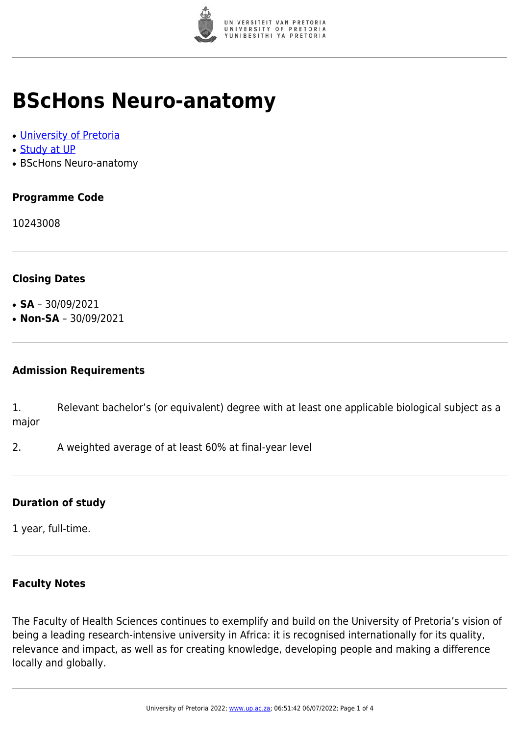# BScHons Neuro-anatomy

- University of Pretoria
- Study at UP
- BScHons Neuro-anatomy

### Programme Code

10243008

### Closing Dates

- **SA** – 30/09/2021
- **Non-SA** – 30/09/2021

### Admission Requirements

1. Relevant bachelor's (or equivalent) degree with at least one applicable biological subject as a major
2. A weighted average of at least 60% at final-year level

### Duration of study

1 year, full-time.

### Faculty Notes

The Faculty of Health Sciences continues to exemplify and build on the University of Pretoria's vision of being a leading research-intensive university in Africa: it is recognised internationally for its quality, relevance and impact, as well as for creating knowledge, developing people and making a difference locally and globally.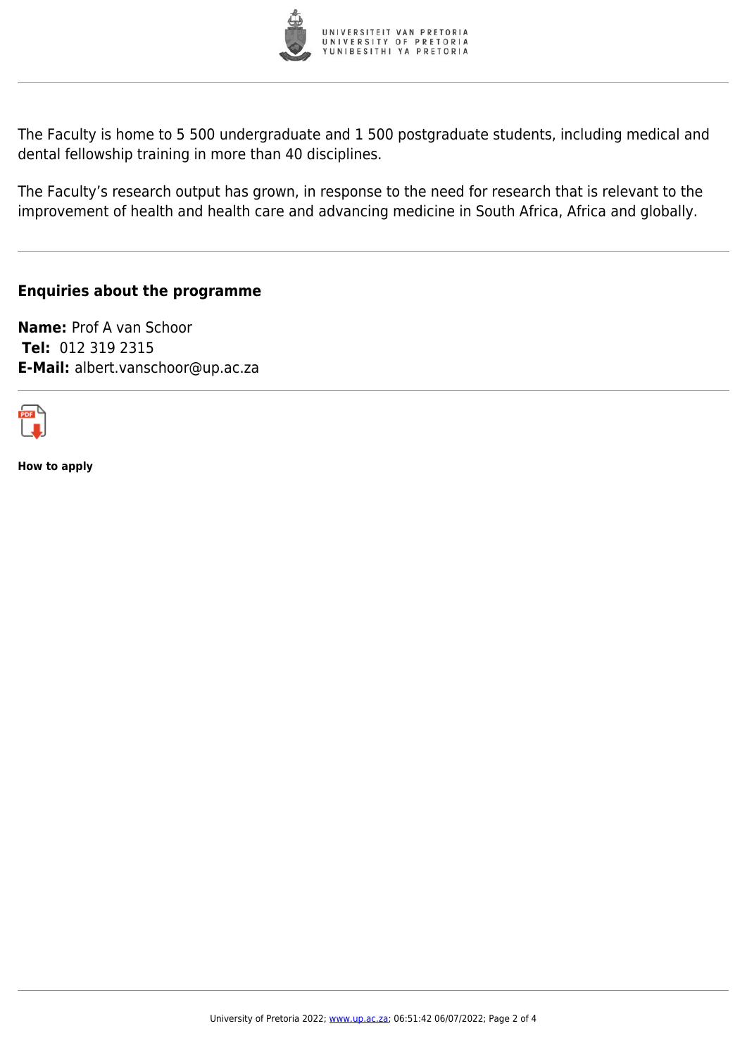The Faculty is home to 5 500 undergraduate and 1 500 postgraduate students, including medical and dental fellowship training in more than 40 disciplines.

The Faculty's research output has grown, in response to the need for research that is relevant to the improvement of health and health care and advancing medicine in South Africa, Africa and globally.

## Enquiries about the programme

**Name:** Prof A van Schoor
**Tel:** 012 319 2315
**E-Mail:** albert.vanschoor@up.ac.za

**How to apply**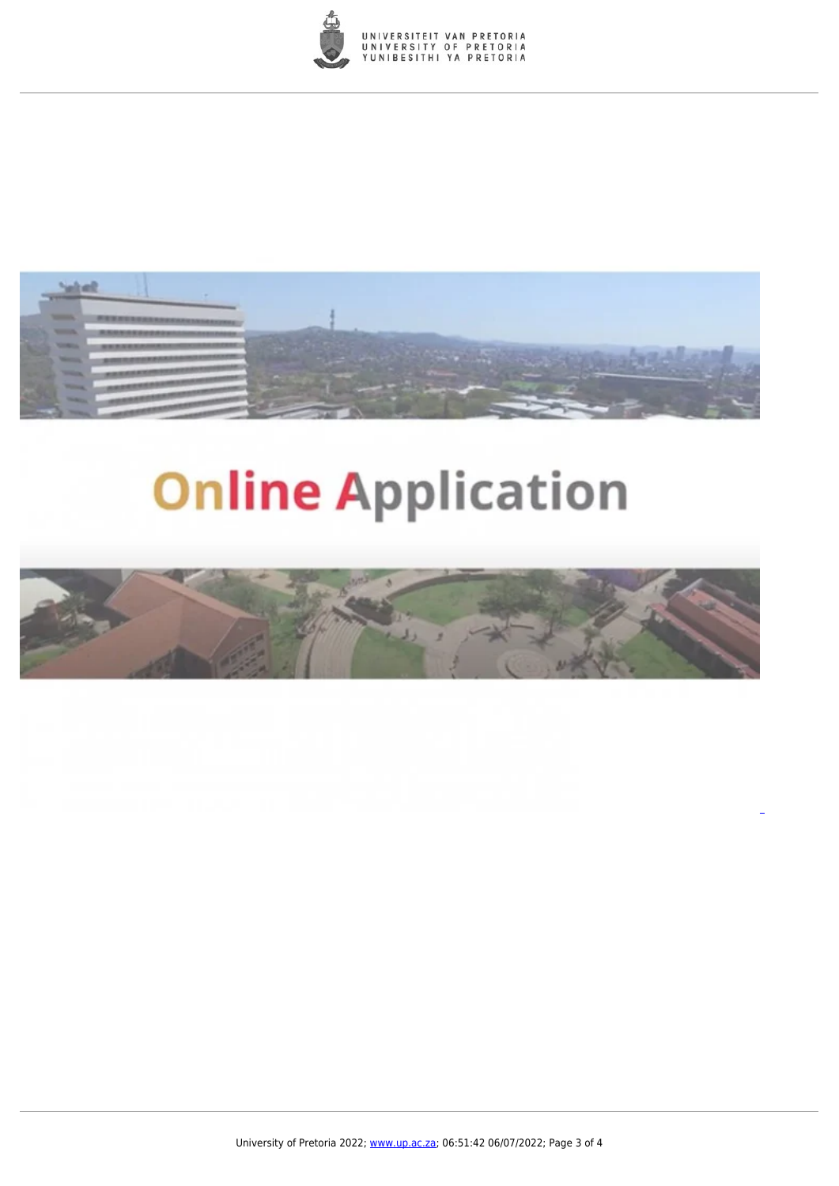Online Application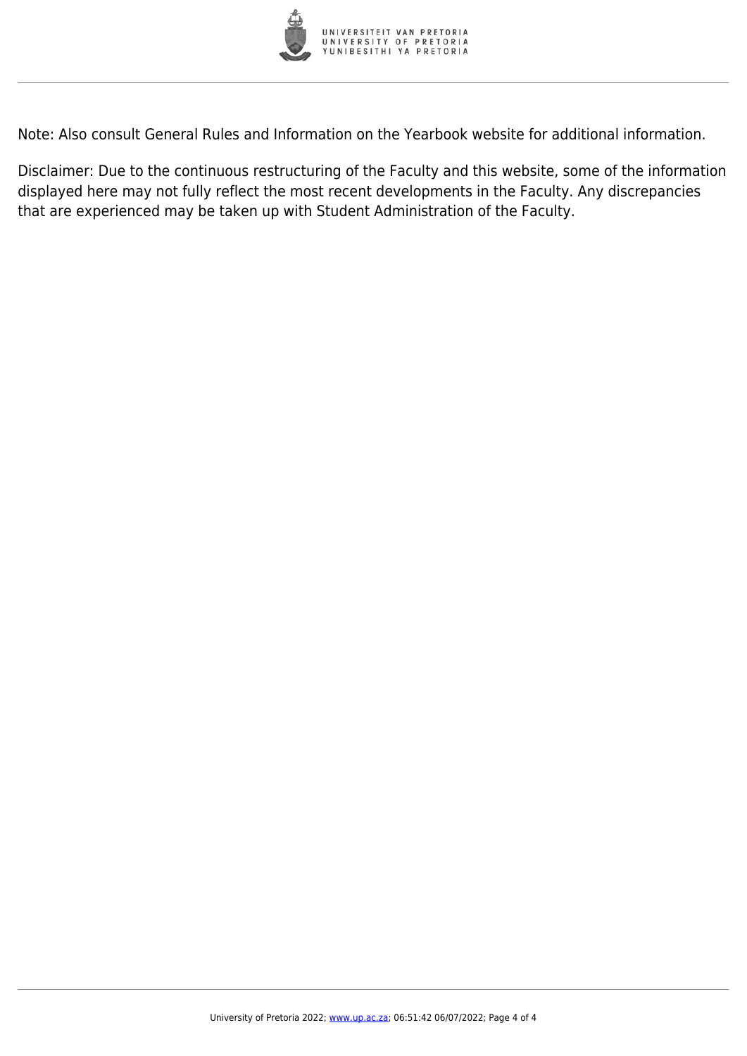Note: Also consult General Rules and Information on the Yearbook website for additional information.

Disclaimer: Due to the continuous restructuring of the Faculty and this website, some of the information displayed here may not fully reflect the most recent developments in the Faculty. Any discrepancies that are experienced may be taken up with Student Administration of the Faculty.